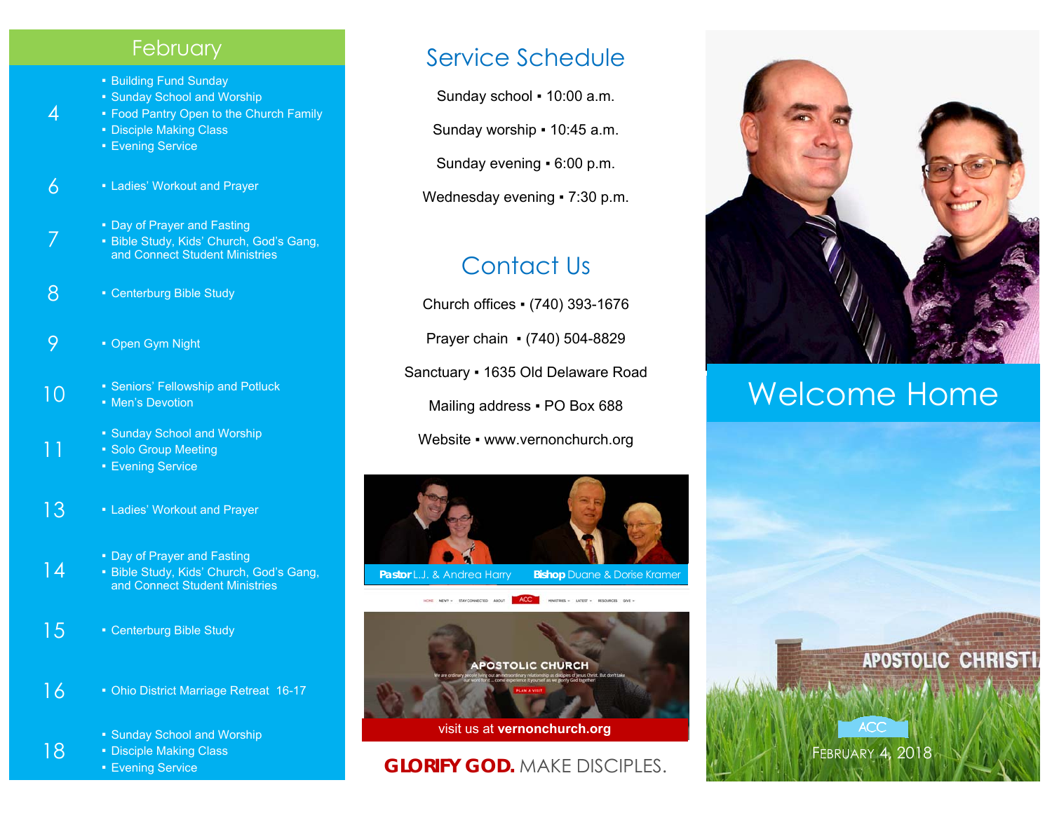## February

**4**
- Building Fund Sunday
- Sunday School and Worship
- Food Pantry Open to the Church Family
- Disciple Making Class
- Evening Service

**6**
- Ladies' Workout and Prayer

**7**
- Day of Prayer and Fasting
- Bible Study, Kids' Church, God's Gang, and Connect Student Ministries

**8**
- Centerburg Bible Study

**9**
- Open Gym Night

**10**
- Seniors' Fellowship and Potluck
- Men's Devotion

**11**
- Sunday School and Worship
- Solo Group Meeting
- Evening Service

**13**
- Ladies' Workout and Prayer

**14**
- Day of Prayer and Fasting
- Bible Study, Kids' Church, God's Gang, and Connect Student Ministries

**15**
- Centerburg Bible Study

**16**
- Ohio District Marriage Retreat 16-17

**18**
- Sunday School and Worship
- Disciple Making Class
- Evening Service

## Service Schedule

Sunday school ▪ 10:00 a.m.

Sunday worship ▪ 10:45 a.m.

Sunday evening ▪ 6:00 p.m.

Wednesday evening ▪ 7:30 p.m.

## Contact Us

Church offices ▪ (740) 393-1676

Prayer chain ▪ (740) 504-8829

Sanctuary ▪ 1635 Old Delaware Road

Mailing address ▪ PO Box 688

Website ▪ www.vernonchurch.org

**Pastor** L.J. & Andrea Harry **Bishop** Duane & Dorise Kramer

visit us at **vernonchurch.org**

**GLORIFY GOD.** MAKE DISCIPLES.

# Welcome Home

ACC

February 4, 2018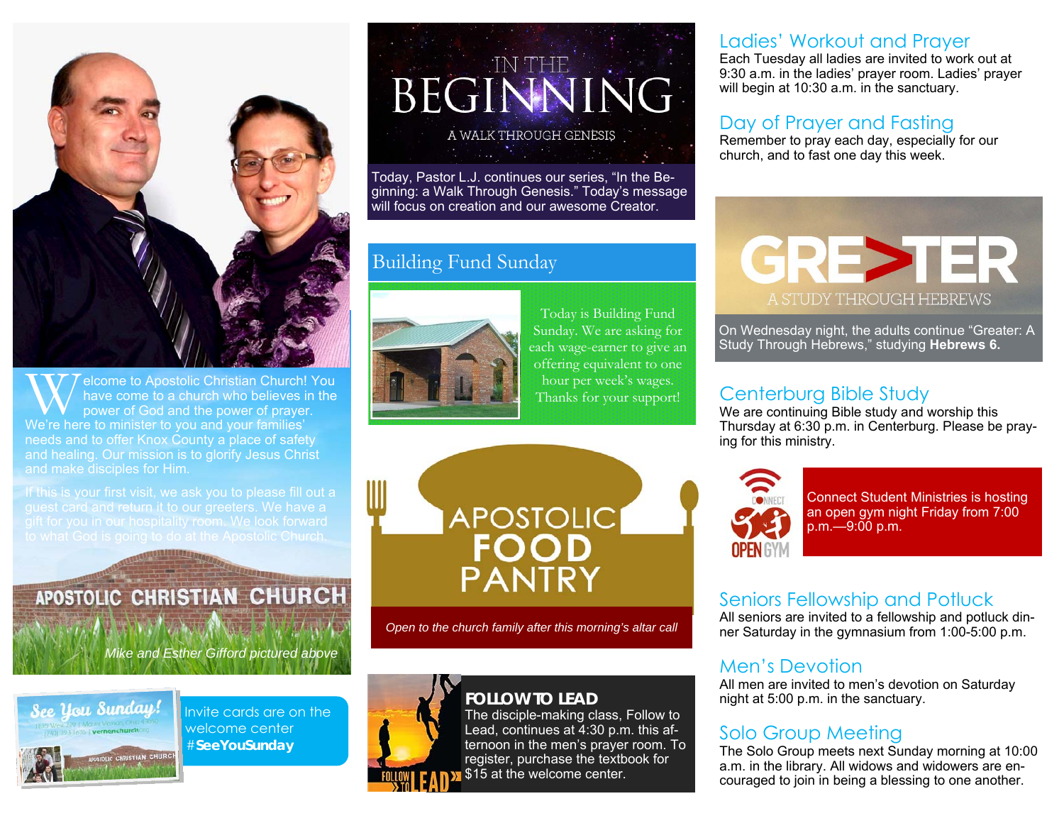Welcome to Apostolic Christian Church! You have come to a church who believes in the power of God and the power of prayer. We're here to minister to you and your families' needs and to offer Knox County a place of safety and healing. Our mission is to glorify Jesus Christ and make disciples for Him.

If this is your first visit, we ask you to please fill out a guest card and return it to our greeters. We have a gift for you in our hospitality room. We look forward to what God is going to do at the Apostolic Church.

APOSTOLIC CHRISTIAN CHURCH

*Mike and Esther Gifford pictured above*

See You Sunday!

Invite cards are on the welcome center #**SeeYouSunday**

# IN THE BEGINNING

A WALK THROUGH GENESIS

Today, Pastor L.J. continues our series, "In the Beginning: a Walk Through Genesis." Today's message will focus on creation and our awesome Creator.

## Building Fund Sunday

Today is Building Fund Sunday. We are asking for each wage-earner to give an offering equivalent to one hour per week's wages. Thanks for your support!

## APOSTOLIC FOOD PANTRY

*Open to the church family after this morning's altar call*

## FOLLOW TO LEAD

The disciple-making class, Follow to Lead, continues at 4:30 p.m. this afternoon in the men's prayer room. To register, purchase the textbook for $15 at the welcome center.

## Ladies' Workout and Prayer

Each Tuesday all ladies are invited to work out at 9:30 a.m. in the ladies' prayer room. Ladies' prayer will begin at 10:30 a.m. in the sanctuary.

## Day of Prayer and Fasting

Remember to pray each day, especially for our church, and to fast one day this week.

## GREATER

A STUDY THROUGH HEBREWS

On Wednesday night, the adults continue "Greater: A Study Through Hebrews," studying **Hebrews 6.**

## Centerburg Bible Study

We are continuing Bible study and worship this Thursday at 6:30 p.m. in Centerburg. Please be praying for this ministry.

CONNECT OPEN GYM

Connect Student Ministries is hosting an open gym night Friday from 7:00 p.m.—9:00 p.m.

## Seniors Fellowship and Potluck

All seniors are invited to a fellowship and potluck dinner Saturday in the gymnasium from 1:00-5:00 p.m.

## Men's Devotion

All men are invited to men's devotion on Saturday night at 5:00 p.m. in the sanctuary.

## Solo Group Meeting

The Solo Group meets next Sunday morning at 10:00 a.m. in the library. All widows and widowers are encouraged to join in being a blessing to one another.